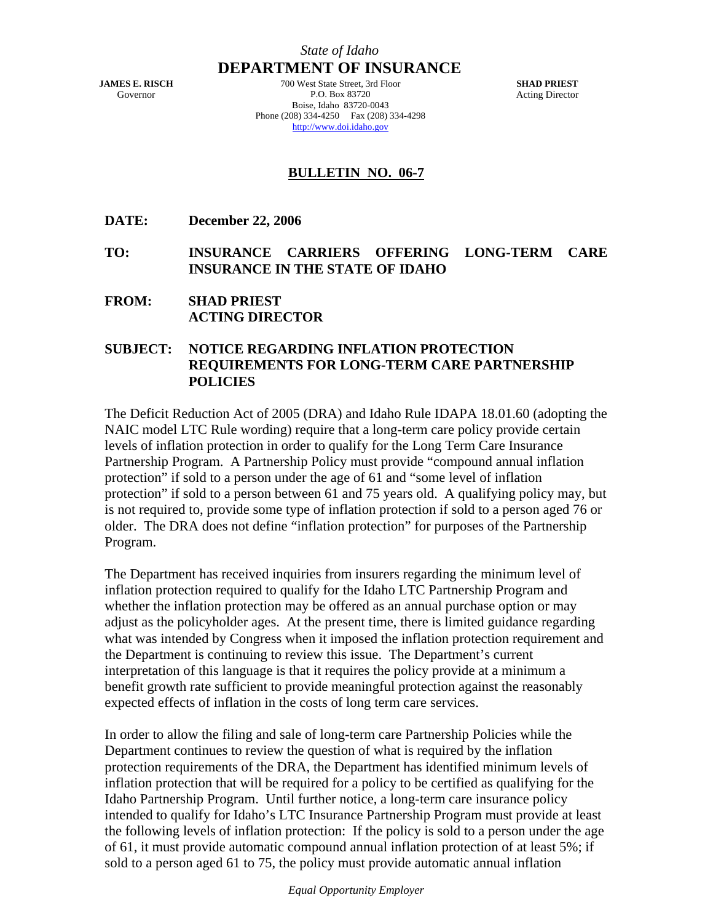*State of Idaho*

**DEPARTMENT OF INSURANCE**

**JAMES E. RISCH**
Governor

700 West State Street, 3rd Floor
P.O. Box 83720
Boise, Idaho 83720-0043
Phone (208) 334-4250 Fax (208) 334-4298
http://www.doi.idaho.gov

**SHAD PRIEST**
Acting Director

## BULLETIN NO. 06-7

**DATE:** **December 22, 2006**

**TO:** **INSURANCE CARRIERS OFFERING LONG-TERM CARE INSURANCE IN THE STATE OF IDAHO**

**FROM:** **SHAD PRIEST**
**ACTING DIRECTOR**

**SUBJECT:** **NOTICE REGARDING INFLATION PROTECTION REQUIREMENTS FOR LONG-TERM CARE PARTNERSHIP POLICIES**

The Deficit Reduction Act of 2005 (DRA) and Idaho Rule IDAPA 18.01.60 (adopting the NAIC model LTC Rule wording) require that a long-term care policy provide certain levels of inflation protection in order to qualify for the Long Term Care Insurance Partnership Program. A Partnership Policy must provide "compound annual inflation protection" if sold to a person under the age of 61 and "some level of inflation protection" if sold to a person between 61 and 75 years old. A qualifying policy may, but is not required to, provide some type of inflation protection if sold to a person aged 76 or older. The DRA does not define "inflation protection" for purposes of the Partnership Program.

The Department has received inquiries from insurers regarding the minimum level of inflation protection required to qualify for the Idaho LTC Partnership Program and whether the inflation protection may be offered as an annual purchase option or may adjust as the policyholder ages. At the present time, there is limited guidance regarding what was intended by Congress when it imposed the inflation protection requirement and the Department is continuing to review this issue. The Department's current interpretation of this language is that it requires the policy provide at a minimum a benefit growth rate sufficient to provide meaningful protection against the reasonably expected effects of inflation in the costs of long term care services.

In order to allow the filing and sale of long-term care Partnership Policies while the Department continues to review the question of what is required by the inflation protection requirements of the DRA, the Department has identified minimum levels of inflation protection that will be required for a policy to be certified as qualifying for the Idaho Partnership Program. Until further notice, a long-term care insurance policy intended to qualify for Idaho's LTC Insurance Partnership Program must provide at least the following levels of inflation protection: If the policy is sold to a person under the age of 61, it must provide automatic compound annual inflation protection of at least 5%; if sold to a person aged 61 to 75, the policy must provide automatic annual inflation

*Equal Opportunity Employer*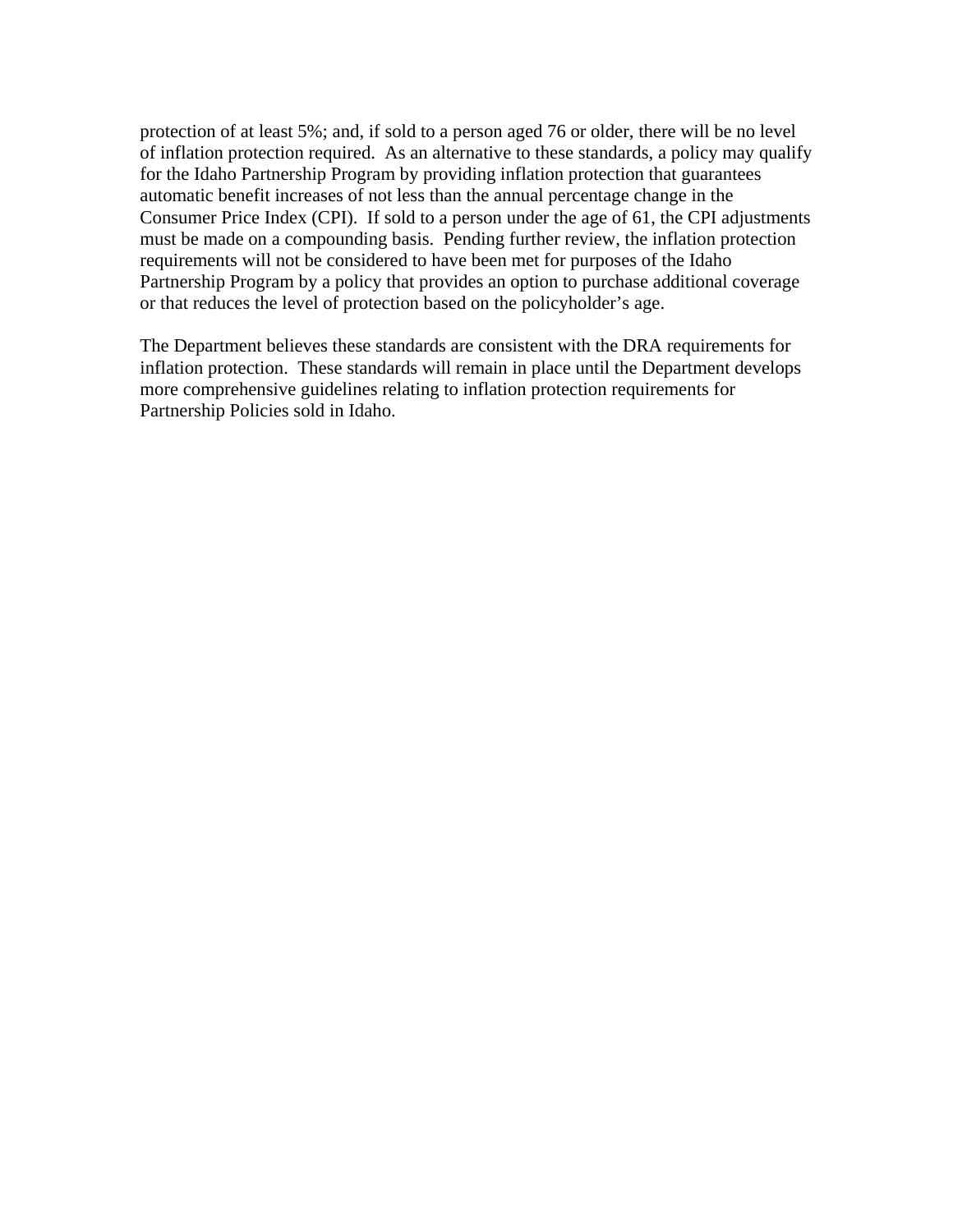protection of at least 5%; and, if sold to a person aged 76 or older, there will be no level of inflation protection required. As an alternative to these standards, a policy may qualify for the Idaho Partnership Program by providing inflation protection that guarantees automatic benefit increases of not less than the annual percentage change in the Consumer Price Index (CPI). If sold to a person under the age of 61, the CPI adjustments must be made on a compounding basis. Pending further review, the inflation protection requirements will not be considered to have been met for purposes of the Idaho Partnership Program by a policy that provides an option to purchase additional coverage or that reduces the level of protection based on the policyholder's age.

The Department believes these standards are consistent with the DRA requirements for inflation protection. These standards will remain in place until the Department develops more comprehensive guidelines relating to inflation protection requirements for Partnership Policies sold in Idaho.